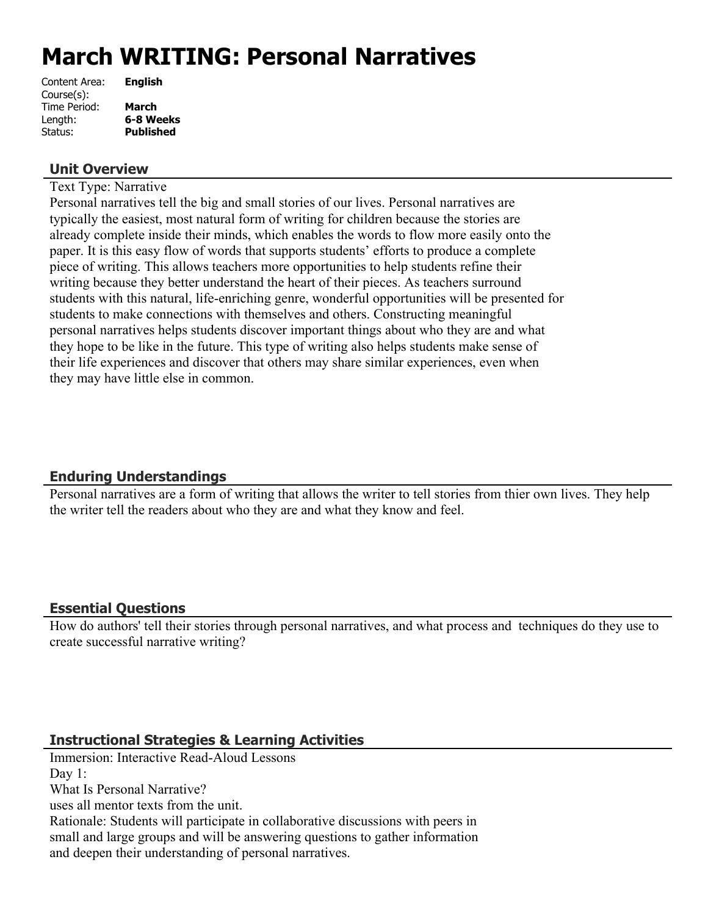# March WRITING: Personal Narratives

Content Area: **English**
Course(s):
Time Period: **March**
Length: **6-8 Weeks**
Status: **Published**

## Unit Overview

Text Type: Narrative
Personal narratives tell the big and small stories of our lives. Personal narratives are typically the easiest, most natural form of writing for children because the stories are already complete inside their minds, which enables the words to flow more easily onto the paper. It is this easy flow of words that supports students' efforts to produce a complete piece of writing. This allows teachers more opportunities to help students refine their writing because they better understand the heart of their pieces. As teachers surround students with this natural, life-enriching genre, wonderful opportunities will be presented for students to make connections with themselves and others. Constructing meaningful personal narratives helps students discover important things about who they are and what they hope to be like in the future. This type of writing also helps students make sense of their life experiences and discover that others may share similar experiences, even when they may have little else in common.

## Enduring Understandings

Personal narratives are a form of writing that allows the writer to tell stories from thier own lives. They help the writer tell the readers about who they are and what they know and feel.

## Essential Questions

How do authors' tell their stories through personal narratives, and what process and techniques do they use to create successful narrative writing?

## Instructional Strategies & Learning Activities

Immersion: Interactive Read-Aloud Lessons
Day 1:
What Is Personal Narrative?
uses all mentor texts from the unit.
Rationale: Students will participate in collaborative discussions with peers in small and large groups and will be answering questions to gather information and deepen their understanding of personal narratives.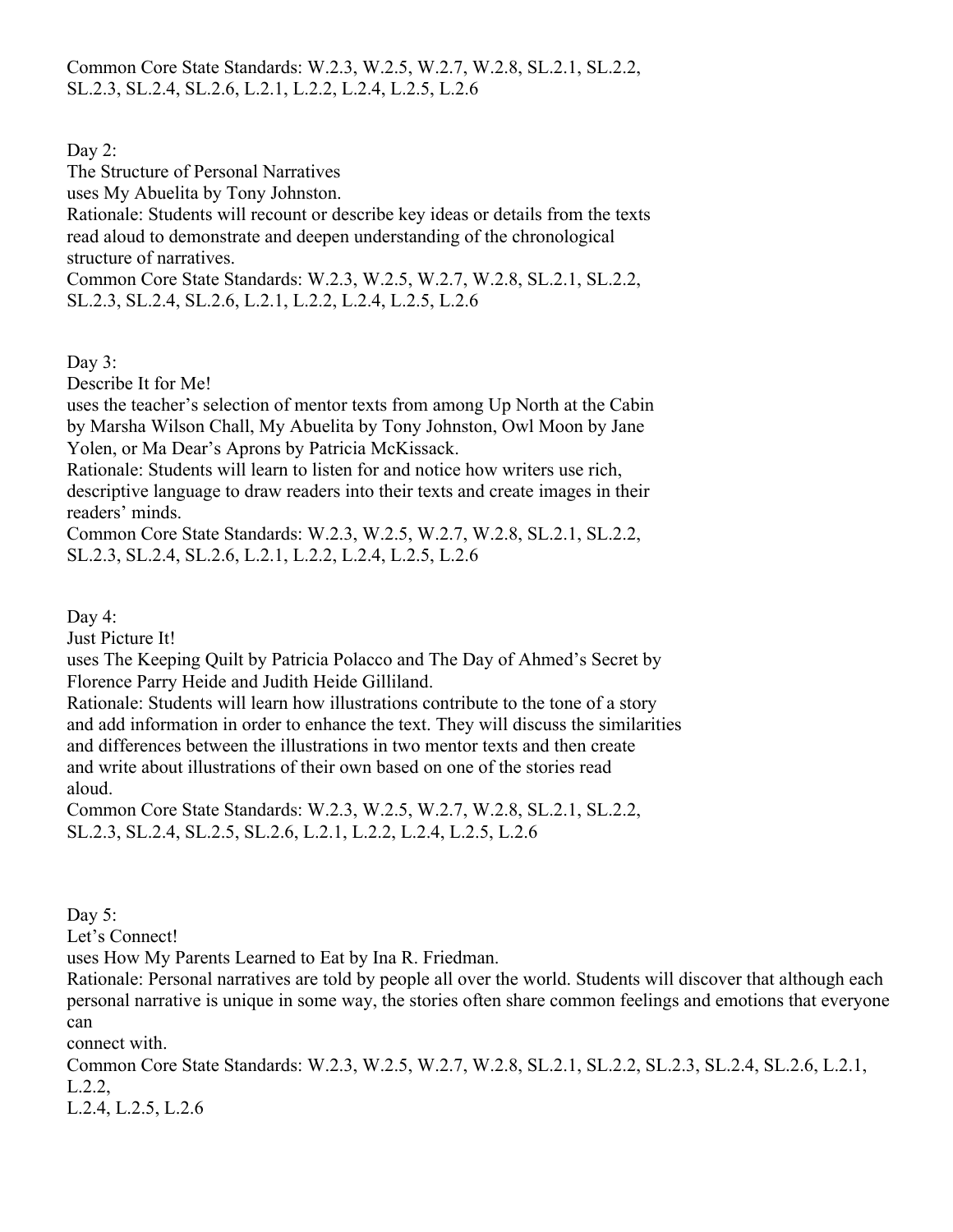Common Core State Standards: W.2.3, W.2.5, W.2.7, W.2.8, SL.2.1, SL.2.2, SL.2.3, SL.2.4, SL.2.6, L.2.1, L.2.2, L.2.4, L.2.5, L.2.6

Day 2:
The Structure of Personal Narratives
uses My Abuelita by Tony Johnston.
Rationale: Students will recount or describe key ideas or details from the texts read aloud to demonstrate and deepen understanding of the chronological structure of narratives.
Common Core State Standards: W.2.3, W.2.5, W.2.7, W.2.8, SL.2.1, SL.2.2, SL.2.3, SL.2.4, SL.2.6, L.2.1, L.2.2, L.2.4, L.2.5, L.2.6

Day 3:
Describe It for Me!
uses the teacher's selection of mentor texts from among Up North at the Cabin by Marsha Wilson Chall, My Abuelita by Tony Johnston, Owl Moon by Jane Yolen, or Ma Dear's Aprons by Patricia McKissack.
Rationale: Students will learn to listen for and notice how writers use rich, descriptive language to draw readers into their texts and create images in their readers' minds.
Common Core State Standards: W.2.3, W.2.5, W.2.7, W.2.8, SL.2.1, SL.2.2, SL.2.3, SL.2.4, SL.2.6, L.2.1, L.2.2, L.2.4, L.2.5, L.2.6

Day 4:
Just Picture It!
uses The Keeping Quilt by Patricia Polacco and The Day of Ahmed's Secret by Florence Parry Heide and Judith Heide Gilliland.
Rationale: Students will learn how illustrations contribute to the tone of a story and add information in order to enhance the text. They will discuss the similarities and differences between the illustrations in two mentor texts and then create and write about illustrations of their own based on one of the stories read aloud.
Common Core State Standards: W.2.3, W.2.5, W.2.7, W.2.8, SL.2.1, SL.2.2, SL.2.3, SL.2.4, SL.2.5, SL.2.6, L.2.1, L.2.2, L.2.4, L.2.5, L.2.6

Day 5:
Let's Connect!
uses How My Parents Learned to Eat by Ina R. Friedman.
Rationale: Personal narratives are told by people all over the world. Students will discover that although each personal narrative is unique in some way, the stories often share common feelings and emotions that everyone can connect with.
Common Core State Standards: W.2.3, W.2.5, W.2.7, W.2.8, SL.2.1, SL.2.2, SL.2.3, SL.2.4, SL.2.6, L.2.1, L.2.2, L.2.4, L.2.5, L.2.6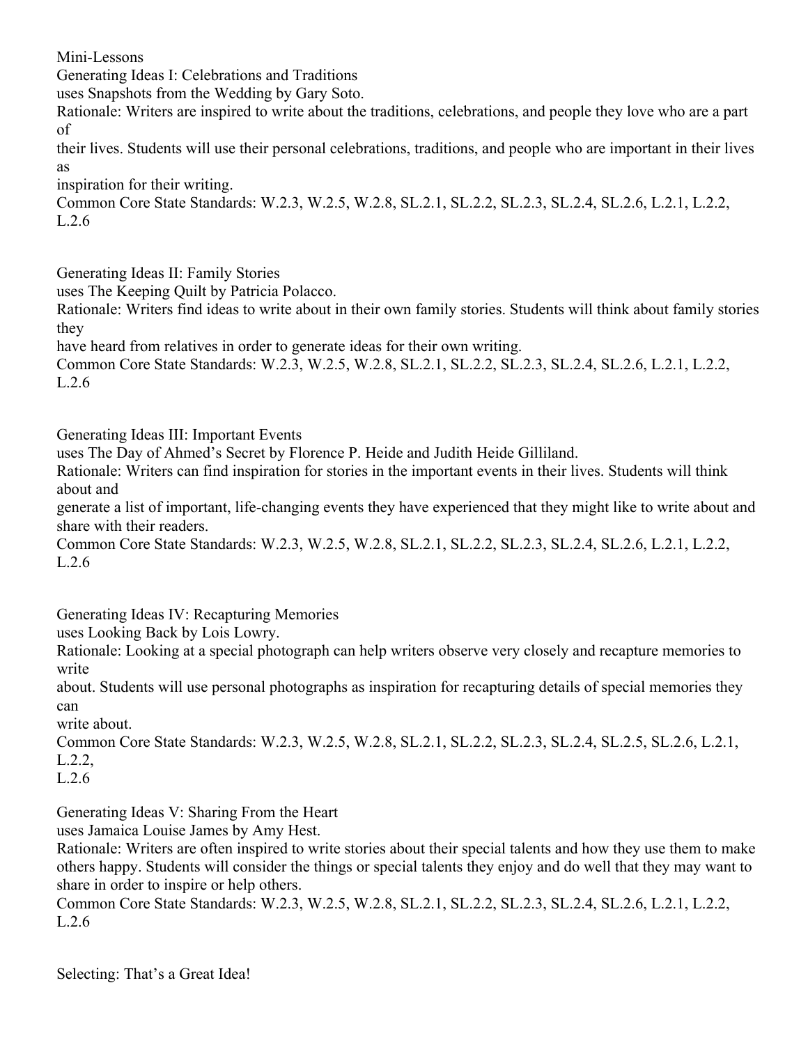## Mini-Lessons

### Generating Ideas I: Celebrations and Traditions

uses Snapshots from the Wedding by Gary Soto.

Rationale: Writers are inspired to write about the traditions, celebrations, and people they love who are a part of their lives. Students will use their personal celebrations, traditions, and people who are important in their lives as inspiration for their writing.

Common Core State Standards: W.2.3, W.2.5, W.2.8, SL.2.1, SL.2.2, SL.2.3, SL.2.4, SL.2.6, L.2.1, L.2.2, L.2.6

### Generating Ideas II: Family Stories

uses The Keeping Quilt by Patricia Polacco.

Rationale: Writers find ideas to write about in their own family stories. Students will think about family stories they have heard from relatives in order to generate ideas for their own writing.

Common Core State Standards: W.2.3, W.2.5, W.2.8, SL.2.1, SL.2.2, SL.2.3, SL.2.4, SL.2.6, L.2.1, L.2.2, L.2.6

### Generating Ideas III: Important Events

uses The Day of Ahmed's Secret by Florence P. Heide and Judith Heide Gilliland.

Rationale: Writers can find inspiration for stories in the important events in their lives. Students will think about and generate a list of important, life-changing events they have experienced that they might like to write about and share with their readers.

Common Core State Standards: W.2.3, W.2.5, W.2.8, SL.2.1, SL.2.2, SL.2.3, SL.2.4, SL.2.6, L.2.1, L.2.2, L.2.6

### Generating Ideas IV: Recapturing Memories

uses Looking Back by Lois Lowry.

Rationale: Looking at a special photograph can help writers observe very closely and recapture memories to write about. Students will use personal photographs as inspiration for recapturing details of special memories they can write about.

Common Core State Standards: W.2.3, W.2.5, W.2.8, SL.2.1, SL.2.2, SL.2.3, SL.2.4, SL.2.5, SL.2.6, L.2.1, L.2.2, L.2.6

### Generating Ideas V: Sharing From the Heart

uses Jamaica Louise James by Amy Hest.

Rationale: Writers are often inspired to write stories about their special talents and how they use them to make others happy. Students will consider the things or special talents they enjoy and do well that they may want to share in order to inspire or help others.

Common Core State Standards: W.2.3, W.2.5, W.2.8, SL.2.1, SL.2.2, SL.2.3, SL.2.4, SL.2.6, L.2.1, L.2.2, L.2.6

### Selecting: That's a Great Idea!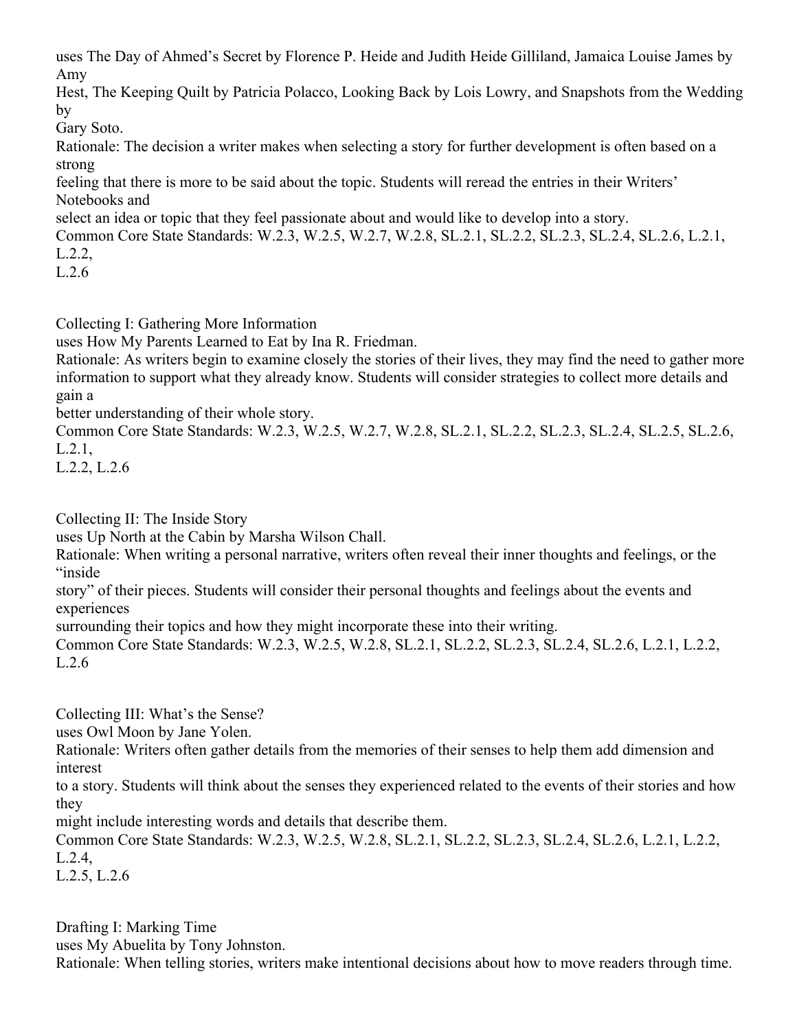uses The Day of Ahmed's Secret by Florence P. Heide and Judith Heide Gilliland, Jamaica Louise James by Amy Hest, The Keeping Quilt by Patricia Polacco, Looking Back by Lois Lowry, and Snapshots from the Wedding by Gary Soto.

Rationale: The decision a writer makes when selecting a story for further development is often based on a strong feeling that there is more to be said about the topic. Students will reread the entries in their Writers' Notebooks and select an idea or topic that they feel passionate about and would like to develop into a story.

Common Core State Standards: W.2.3, W.2.5, W.2.7, W.2.8, SL.2.1, SL.2.2, SL.2.3, SL.2.4, SL.2.6, L.2.1, L.2.2, L.2.6

Collecting I: Gathering More Information

uses How My Parents Learned to Eat by Ina R. Friedman.

Rationale: As writers begin to examine closely the stories of their lives, they may find the need to gather more information to support what they already know. Students will consider strategies to collect more details and gain a better understanding of their whole story.

Common Core State Standards: W.2.3, W.2.5, W.2.7, W.2.8, SL.2.1, SL.2.2, SL.2.3, SL.2.4, SL.2.5, SL.2.6, L.2.1, L.2.2, L.2.6

Collecting II: The Inside Story

uses Up North at the Cabin by Marsha Wilson Chall.

Rationale: When writing a personal narrative, writers often reveal their inner thoughts and feelings, or the "inside story" of their pieces. Students will consider their personal thoughts and feelings about the events and experiences surrounding their topics and how they might incorporate these into their writing.

Common Core State Standards: W.2.3, W.2.5, W.2.8, SL.2.1, SL.2.2, SL.2.3, SL.2.4, SL.2.6, L.2.1, L.2.2, L.2.6

Collecting III: What's the Sense?

uses Owl Moon by Jane Yolen.

Rationale: Writers often gather details from the memories of their senses to help them add dimension and interest to a story. Students will think about the senses they experienced related to the events of their stories and how they might include interesting words and details that describe them.

Common Core State Standards: W.2.3, W.2.5, W.2.8, SL.2.1, SL.2.2, SL.2.3, SL.2.4, SL.2.6, L.2.1, L.2.2, L.2.4, L.2.5, L.2.6

Drafting I: Marking Time

uses My Abuelita by Tony Johnston.

Rationale: When telling stories, writers make intentional decisions about how to move readers through time.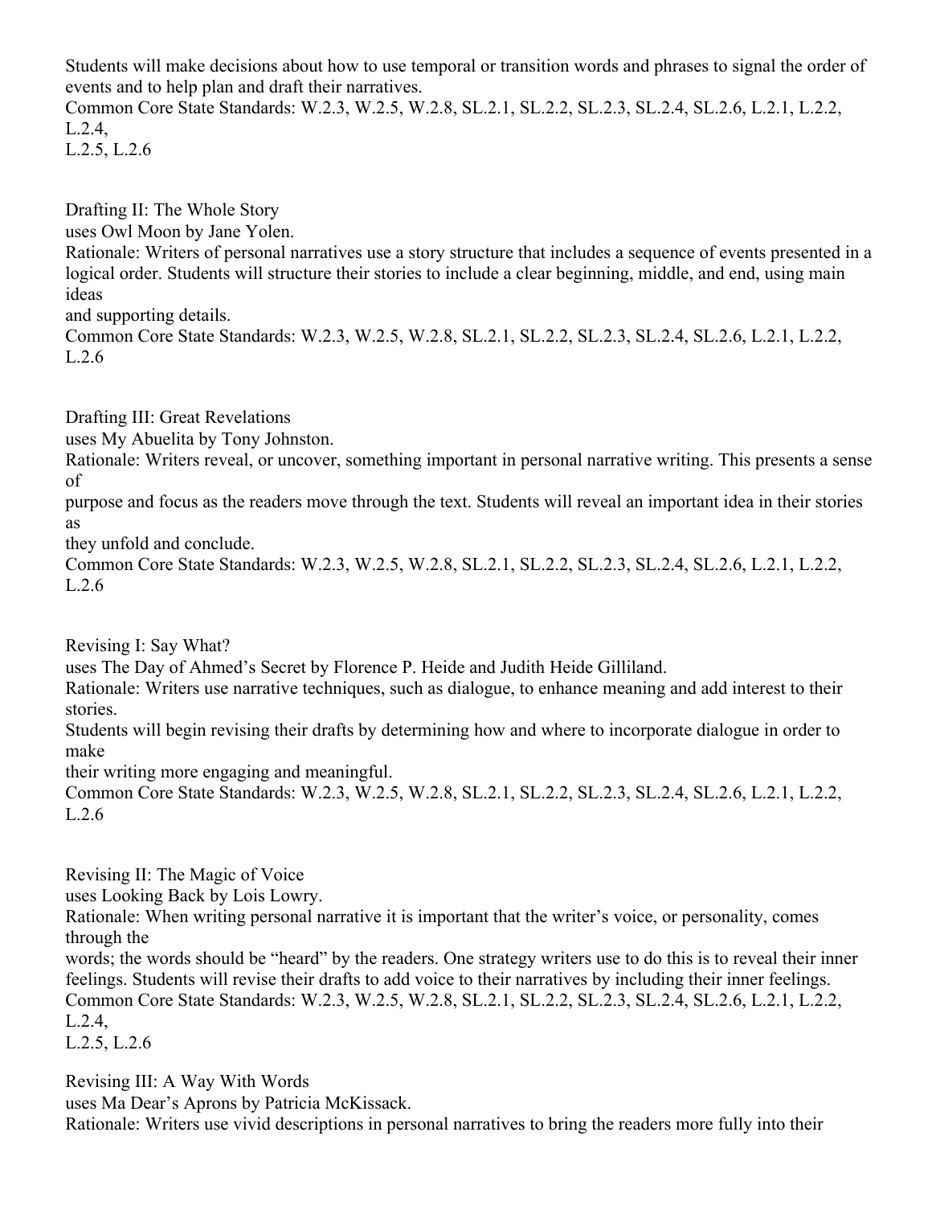Students will make decisions about how to use temporal or transition words and phrases to signal the order of events and to help plan and draft their narratives.
Common Core State Standards: W.2.3, W.2.5, W.2.8, SL.2.1, SL.2.2, SL.2.3, SL.2.4, SL.2.6, L.2.1, L.2.2, L.2.4,
L.2.5, L.2.6

Drafting II: The Whole Story
uses Owl Moon by Jane Yolen.
Rationale: Writers of personal narratives use a story structure that includes a sequence of events presented in a logical order. Students will structure their stories to include a clear beginning, middle, and end, using main ideas
and supporting details.
Common Core State Standards: W.2.3, W.2.5, W.2.8, SL.2.1, SL.2.2, SL.2.3, SL.2.4, SL.2.6, L.2.1, L.2.2, L.2.6

Drafting III: Great Revelations
uses My Abuelita by Tony Johnston.
Rationale: Writers reveal, or uncover, something important in personal narrative writing. This presents a sense of
purpose and focus as the readers move through the text. Students will reveal an important idea in their stories as
they unfold and conclude.
Common Core State Standards: W.2.3, W.2.5, W.2.8, SL.2.1, SL.2.2, SL.2.3, SL.2.4, SL.2.6, L.2.1, L.2.2, L.2.6

Revising I: Say What?
uses The Day of Ahmed's Secret by Florence P. Heide and Judith Heide Gilliland.
Rationale: Writers use narrative techniques, such as dialogue, to enhance meaning and add interest to their stories.
Students will begin revising their drafts by determining how and where to incorporate dialogue in order to make
their writing more engaging and meaningful.
Common Core State Standards: W.2.3, W.2.5, W.2.8, SL.2.1, SL.2.2, SL.2.3, SL.2.4, SL.2.6, L.2.1, L.2.2, L.2.6

Revising II: The Magic of Voice
uses Looking Back by Lois Lowry.
Rationale: When writing personal narrative it is important that the writer's voice, or personality, comes through the
words; the words should be "heard" by the readers. One strategy writers use to do this is to reveal their inner feelings. Students will revise their drafts to add voice to their narratives by including their inner feelings.
Common Core State Standards: W.2.3, W.2.5, W.2.8, SL.2.1, SL.2.2, SL.2.3, SL.2.4, SL.2.6, L.2.1, L.2.2, L.2.4,
L.2.5, L.2.6

Revising III: A Way With Words
uses Ma Dear's Aprons by Patricia McKissack.
Rationale: Writers use vivid descriptions in personal narratives to bring the readers more fully into their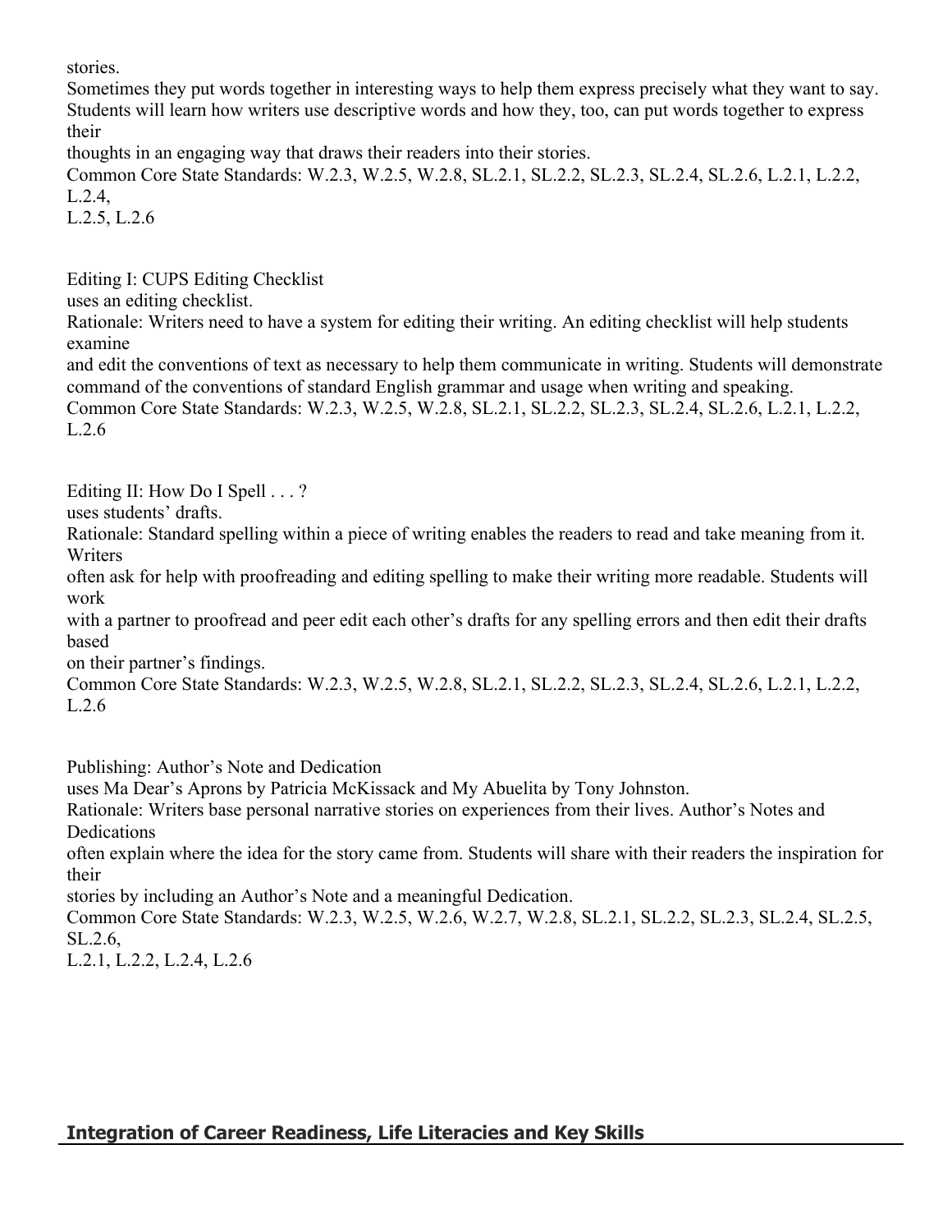stories.
Sometimes they put words together in interesting ways to help them express precisely what they want to say. Students will learn how writers use descriptive words and how they, too, can put words together to express their thoughts in an engaging way that draws their readers into their stories.
Common Core State Standards: W.2.3, W.2.5, W.2.8, SL.2.1, SL.2.2, SL.2.3, SL.2.4, SL.2.6, L.2.1, L.2.2, L.2.4, L.2.5, L.2.6

Editing I: CUPS Editing Checklist
uses an editing checklist.
Rationale: Writers need to have a system for editing their writing. An editing checklist will help students examine and edit the conventions of text as necessary to help them communicate in writing. Students will demonstrate command of the conventions of standard English grammar and usage when writing and speaking.
Common Core State Standards: W.2.3, W.2.5, W.2.8, SL.2.1, SL.2.2, SL.2.3, SL.2.4, SL.2.6, L.2.1, L.2.2, L.2.6

Editing II: How Do I Spell . . . ?
uses students' drafts.
Rationale: Standard spelling within a piece of writing enables the readers to read and take meaning from it. Writers often ask for help with proofreading and editing spelling to make their writing more readable. Students will work with a partner to proofread and peer edit each other's drafts for any spelling errors and then edit their drafts based on their partner's findings.
Common Core State Standards: W.2.3, W.2.5, W.2.8, SL.2.1, SL.2.2, SL.2.3, SL.2.4, SL.2.6, L.2.1, L.2.2, L.2.6

Publishing: Author's Note and Dedication
uses Ma Dear's Aprons by Patricia McKissack and My Abuelita by Tony Johnston.
Rationale: Writers base personal narrative stories on experiences from their lives. Author's Notes and Dedications often explain where the idea for the story came from. Students will share with their readers the inspiration for their stories by including an Author's Note and a meaningful Dedication.
Common Core State Standards: W.2.3, W.2.5, W.2.6, W.2.7, W.2.8, SL.2.1, SL.2.2, SL.2.3, SL.2.4, SL.2.5, SL.2.6, L.2.1, L.2.2, L.2.4, L.2.6

## Integration of Career Readiness, Life Literacies and Key Skills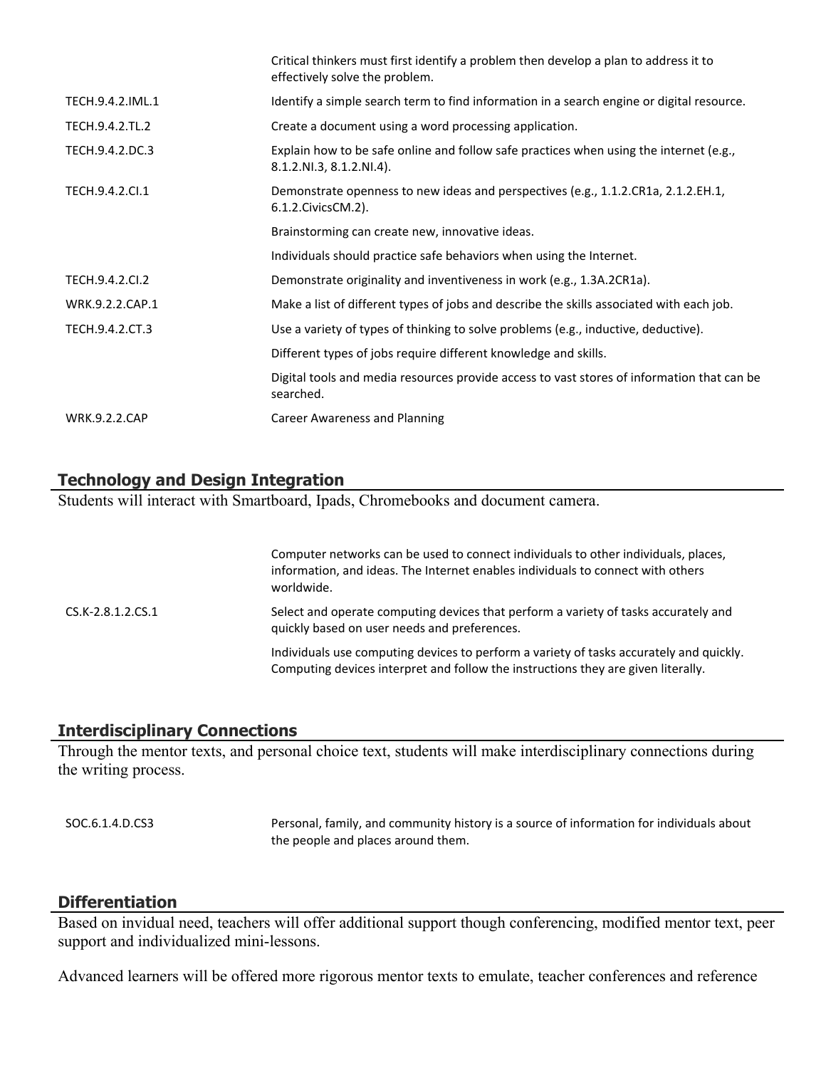| | |
|---|---|
| | Critical thinkers must first identify a problem then develop a plan to address it to effectively solve the problem. |
| TECH.9.4.2.IML.1 | Identify a simple search term to find information in a search engine or digital resource. |
| TECH.9.4.2.TL.2 | Create a document using a word processing application. |
| TECH.9.4.2.DC.3 | Explain how to be safe online and follow safe practices when using the internet (e.g., 8.1.2.NI.3, 8.1.2.NI.4). |
| TECH.9.4.2.CI.1 | Demonstrate openness to new ideas and perspectives (e.g., 1.1.2.CR1a, 2.1.2.EH.1, 6.1.2.CivicsCM.2). |
| | Brainstorming can create new, innovative ideas. |
| | Individuals should practice safe behaviors when using the Internet. |
| TECH.9.4.2.CI.2 | Demonstrate originality and inventiveness in work (e.g., 1.3A.2CR1a). |
| WRK.9.2.2.CAP.1 | Make a list of different types of jobs and describe the skills associated with each job. |
| TECH.9.4.2.CT.3 | Use a variety of types of thinking to solve problems (e.g., inductive, deductive). |
| | Different types of jobs require different knowledge and skills. |
| | Digital tools and media resources provide access to vast stores of information that can be searched. |
| WRK.9.2.2.CAP | Career Awareness and Planning |

## Technology and Design Integration

Students will interact with Smartboard, Ipads, Chromebooks and document camera.

| | |
|---|---|
| | Computer networks can be used to connect individuals to other individuals, places, information, and ideas. The Internet enables individuals to connect with others worldwide. |
| CS.K-2.8.1.2.CS.1 | Select and operate computing devices that perform a variety of tasks accurately and quickly based on user needs and preferences. |
| | Individuals use computing devices to perform a variety of tasks accurately and quickly. Computing devices interpret and follow the instructions they are given literally. |

## Interdisciplinary Connections

Through the mentor texts, and personal choice text, students will make interdisciplinary connections during the writing process.

| | |
|---|---|
| SOC.6.1.4.D.CS3 | Personal, family, and community history is a source of information for individuals about the people and places around them. |

## Differentiation

Based on invidual need, teachers will offer additional support though conferencing, modified mentor text, peer support and individualized mini-lessons.

Advanced learners will be offered more rigorous mentor texts to emulate, teacher conferences and reference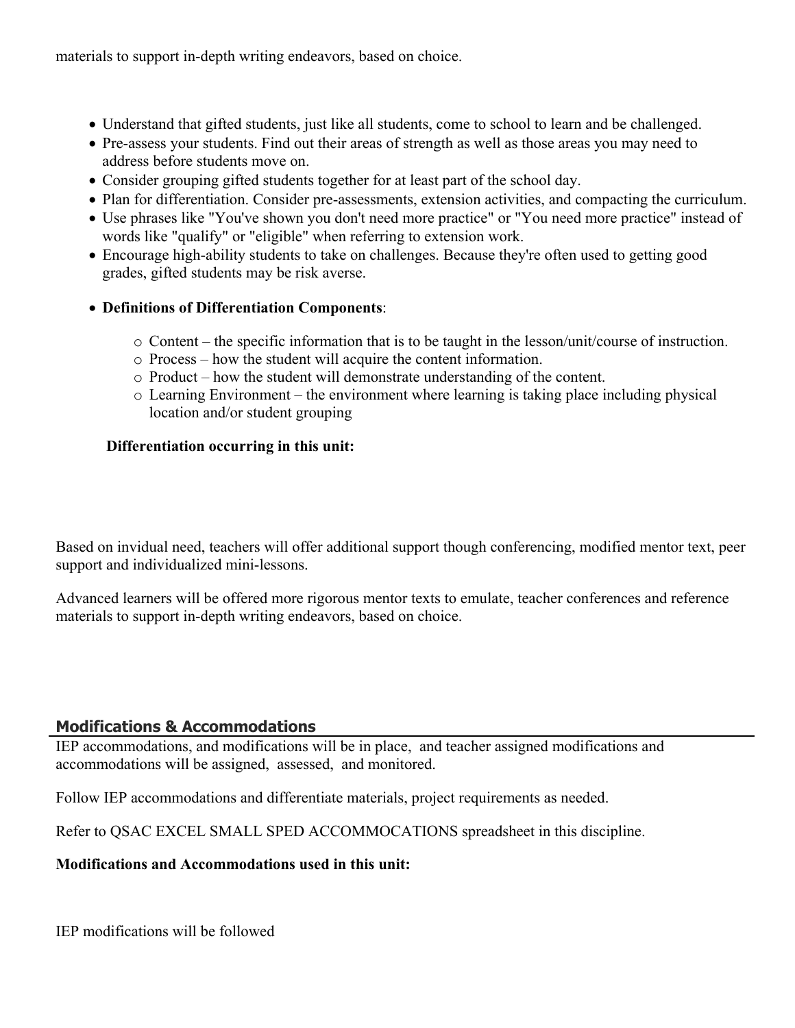materials to support in-depth writing endeavors, based on choice.

- Understand that gifted students, just like all students, come to school to learn and be challenged.
- Pre-assess your students. Find out their areas of strength as well as those areas you may need to address before students move on.
- Consider grouping gifted students together for at least part of the school day.
- Plan for differentiation. Consider pre-assessments, extension activities, and compacting the curriculum.
- Use phrases like "You've shown you don't need more practice" or "You need more practice" instead of words like "qualify" or "eligible" when referring to extension work.
- Encourage high-ability students to take on challenges. Because they're often used to getting good grades, gifted students may be risk averse.
- **Definitions of Differentiation Components**:
    - Content – the specific information that is to be taught in the lesson/unit/course of instruction.
    - Process – how the student will acquire the content information.
    - Product – how the student will demonstrate understanding of the content.
    - Learning Environment – the environment where learning is taking place including physical location and/or student grouping

**Differentiation occurring in this unit:**

Based on invidual need, teachers will offer additional support though conferencing, modified mentor text, peer support and individualized mini-lessons.

Advanced learners will be offered more rigorous mentor texts to emulate, teacher conferences and reference materials to support in-depth writing endeavors, based on choice.

## Modifications & Accommodations

IEP accommodations, and modifications will be in place, and teacher assigned modifications and accommodations will be assigned, assessed, and monitored.

Follow IEP accommodations and differentiate materials, project requirements as needed.

Refer to QSAC EXCEL SMALL SPED ACCOMMOCATIONS spreadsheet in this discipline.

**Modifications and Accommodations used in this unit:**

IEP modifications will be followed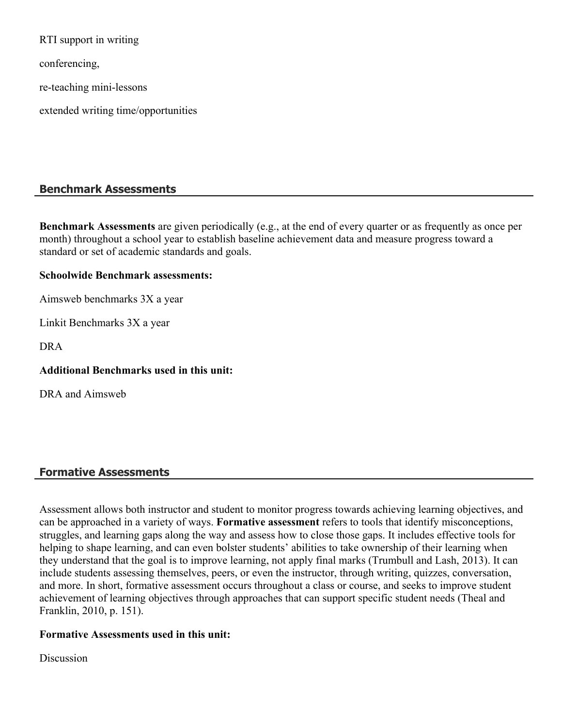RTI support in writing

conferencing,

re-teaching mini-lessons

extended writing time/opportunities

## Benchmark Assessments

**Benchmark Assessments** are given periodically (e.g., at the end of every quarter or as frequently as once per month) throughout a school year to establish baseline achievement data and measure progress toward a standard or set of academic standards and goals.

**Schoolwide Benchmark assessments:**

Aimsweb benchmarks 3X a year

Linkit Benchmarks 3X a year

DRA

**Additional Benchmarks used in this unit:**

DRA and Aimsweb

## Formative Assessments

Assessment allows both instructor and student to monitor progress towards achieving learning objectives, and can be approached in a variety of ways. **Formative assessment** refers to tools that identify misconceptions, struggles, and learning gaps along the way and assess how to close those gaps. It includes effective tools for helping to shape learning, and can even bolster students' abilities to take ownership of their learning when they understand that the goal is to improve learning, not apply final marks (Trumbull and Lash, 2013). It can include students assessing themselves, peers, or even the instructor, through writing, quizzes, conversation, and more. In short, formative assessment occurs throughout a class or course, and seeks to improve student achievement of learning objectives through approaches that can support specific student needs (Theal and Franklin, 2010, p. 151).

**Formative Assessments used in this unit:**

Discussion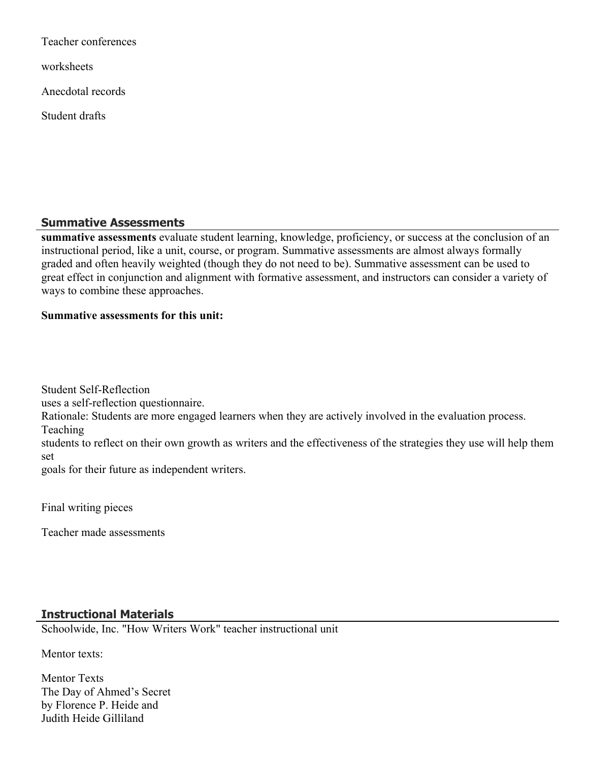Teacher conferences

worksheets

Anecdotal records

Student drafts

## Summative Assessments

**summative assessments** evaluate student learning, knowledge, proficiency, or success at the conclusion of an instructional period, like a unit, course, or program. Summative assessments are almost always formally graded and often heavily weighted (though they do not need to be). Summative assessment can be used to great effect in conjunction and alignment with formative assessment, and instructors can consider a variety of ways to combine these approaches.

**Summative assessments for this unit:**

Student Self-Reflection
uses a self-reflection questionnaire.
Rationale: Students are more engaged learners when they are actively involved in the evaluation process. Teaching
students to reflect on their own growth as writers and the effectiveness of the strategies they use will help them set
goals for their future as independent writers.

Final writing pieces

Teacher made assessments

## Instructional Materials

Schoolwide, Inc. "How Writers Work" teacher instructional unit

Mentor texts:

Mentor Texts
The Day of Ahmed's Secret
by Florence P. Heide and
Judith Heide Gilliland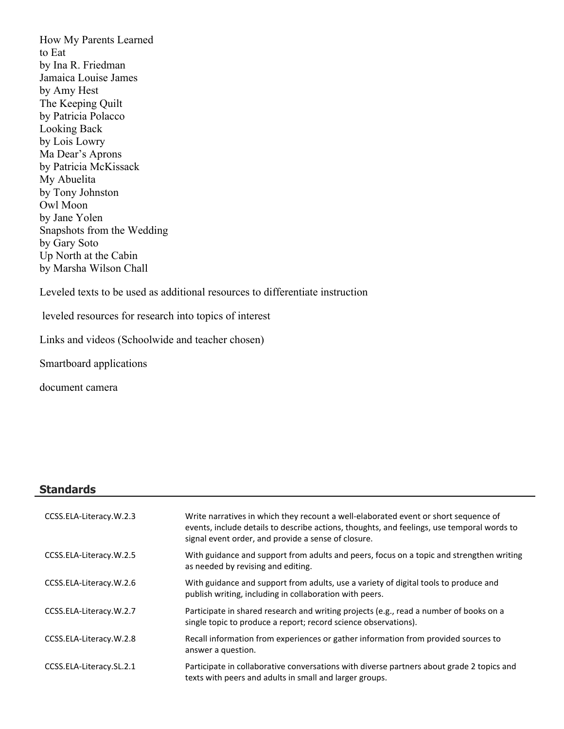How My Parents Learned
to Eat
by Ina R. Friedman
Jamaica Louise James
by Amy Hest
The Keeping Quilt
by Patricia Polacco
Looking Back
by Lois Lowry
Ma Dear's Aprons
by Patricia McKissack
My Abuelita
by Tony Johnston
Owl Moon
by Jane Yolen
Snapshots from the Wedding
by Gary Soto
Up North at the Cabin
by Marsha Wilson Chall

Leveled texts to be used as additional resources to differentiate instruction

leveled resources for research into topics of interest

Links and videos (Schoolwide and teacher chosen)

Smartboard applications

document camera

## Standards

| | |
|---|---|
| CCSS.ELA-Literacy.W.2.3 | Write narratives in which they recount a well-elaborated event or short sequence of events, include details to describe actions, thoughts, and feelings, use temporal words to signal event order, and provide a sense of closure. |
| CCSS.ELA-Literacy.W.2.5 | With guidance and support from adults and peers, focus on a topic and strengthen writing as needed by revising and editing. |
| CCSS.ELA-Literacy.W.2.6 | With guidance and support from adults, use a variety of digital tools to produce and publish writing, including in collaboration with peers. |
| CCSS.ELA-Literacy.W.2.7 | Participate in shared research and writing projects (e.g., read a number of books on a single topic to produce a report; record science observations). |
| CCSS.ELA-Literacy.W.2.8 | Recall information from experiences or gather information from provided sources to answer a question. |
| CCSS.ELA-Literacy.SL.2.1 | Participate in collaborative conversations with diverse partners about grade 2 topics and texts with peers and adults in small and larger groups. |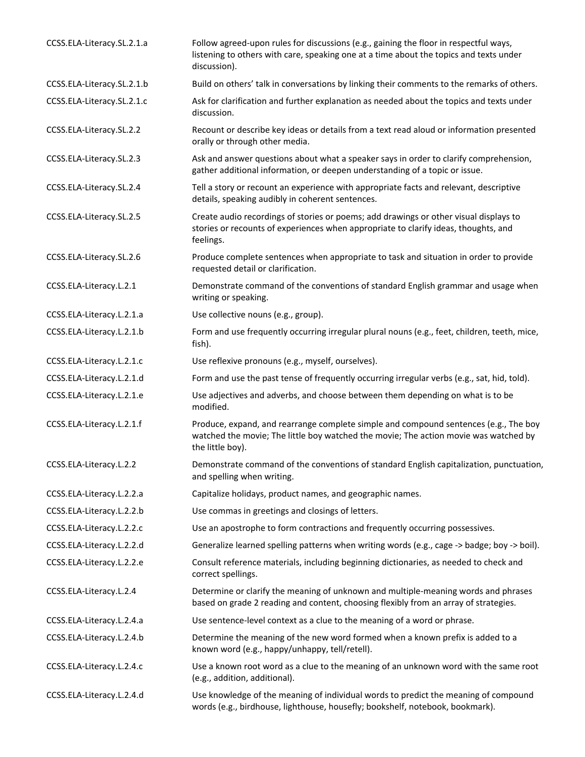| | |
|---|---|
| CCSS.ELA-Literacy.SL.2.1.a | Follow agreed-upon rules for discussions (e.g., gaining the floor in respectful ways, listening to others with care, speaking one at a time about the topics and texts under discussion). |
| CCSS.ELA-Literacy.SL.2.1.b | Build on others' talk in conversations by linking their comments to the remarks of others. |
| CCSS.ELA-Literacy.SL.2.1.c | Ask for clarification and further explanation as needed about the topics and texts under discussion. |
| CCSS.ELA-Literacy.SL.2.2 | Recount or describe key ideas or details from a text read aloud or information presented orally or through other media. |
| CCSS.ELA-Literacy.SL.2.3 | Ask and answer questions about what a speaker says in order to clarify comprehension, gather additional information, or deepen understanding of a topic or issue. |
| CCSS.ELA-Literacy.SL.2.4 | Tell a story or recount an experience with appropriate facts and relevant, descriptive details, speaking audibly in coherent sentences. |
| CCSS.ELA-Literacy.SL.2.5 | Create audio recordings of stories or poems; add drawings or other visual displays to stories or recounts of experiences when appropriate to clarify ideas, thoughts, and feelings. |
| CCSS.ELA-Literacy.SL.2.6 | Produce complete sentences when appropriate to task and situation in order to provide requested detail or clarification. |
| CCSS.ELA-Literacy.L.2.1 | Demonstrate command of the conventions of standard English grammar and usage when writing or speaking. |
| CCSS.ELA-Literacy.L.2.1.a | Use collective nouns (e.g., group). |
| CCSS.ELA-Literacy.L.2.1.b | Form and use frequently occurring irregular plural nouns (e.g., feet, children, teeth, mice, fish). |
| CCSS.ELA-Literacy.L.2.1.c | Use reflexive pronouns (e.g., myself, ourselves). |
| CCSS.ELA-Literacy.L.2.1.d | Form and use the past tense of frequently occurring irregular verbs (e.g., sat, hid, told). |
| CCSS.ELA-Literacy.L.2.1.e | Use adjectives and adverbs, and choose between them depending on what is to be modified. |
| CCSS.ELA-Literacy.L.2.1.f | Produce, expand, and rearrange complete simple and compound sentences (e.g., The boy watched the movie; The little boy watched the movie; The action movie was watched by the little boy). |
| CCSS.ELA-Literacy.L.2.2 | Demonstrate command of the conventions of standard English capitalization, punctuation, and spelling when writing. |
| CCSS.ELA-Literacy.L.2.2.a | Capitalize holidays, product names, and geographic names. |
| CCSS.ELA-Literacy.L.2.2.b | Use commas in greetings and closings of letters. |
| CCSS.ELA-Literacy.L.2.2.c | Use an apostrophe to form contractions and frequently occurring possessives. |
| CCSS.ELA-Literacy.L.2.2.d | Generalize learned spelling patterns when writing words (e.g., cage -> badge; boy -> boil). |
| CCSS.ELA-Literacy.L.2.2.e | Consult reference materials, including beginning dictionaries, as needed to check and correct spellings. |
| CCSS.ELA-Literacy.L.2.4 | Determine or clarify the meaning of unknown and multiple-meaning words and phrases based on grade 2 reading and content, choosing flexibly from an array of strategies. |
| CCSS.ELA-Literacy.L.2.4.a | Use sentence-level context as a clue to the meaning of a word or phrase. |
| CCSS.ELA-Literacy.L.2.4.b | Determine the meaning of the new word formed when a known prefix is added to a known word (e.g., happy/unhappy, tell/retell). |
| CCSS.ELA-Literacy.L.2.4.c | Use a known root word as a clue to the meaning of an unknown word with the same root (e.g., addition, additional). |
| CCSS.ELA-Literacy.L.2.4.d | Use knowledge of the meaning of individual words to predict the meaning of compound words (e.g., birdhouse, lighthouse, housefly; bookshelf, notebook, bookmark). |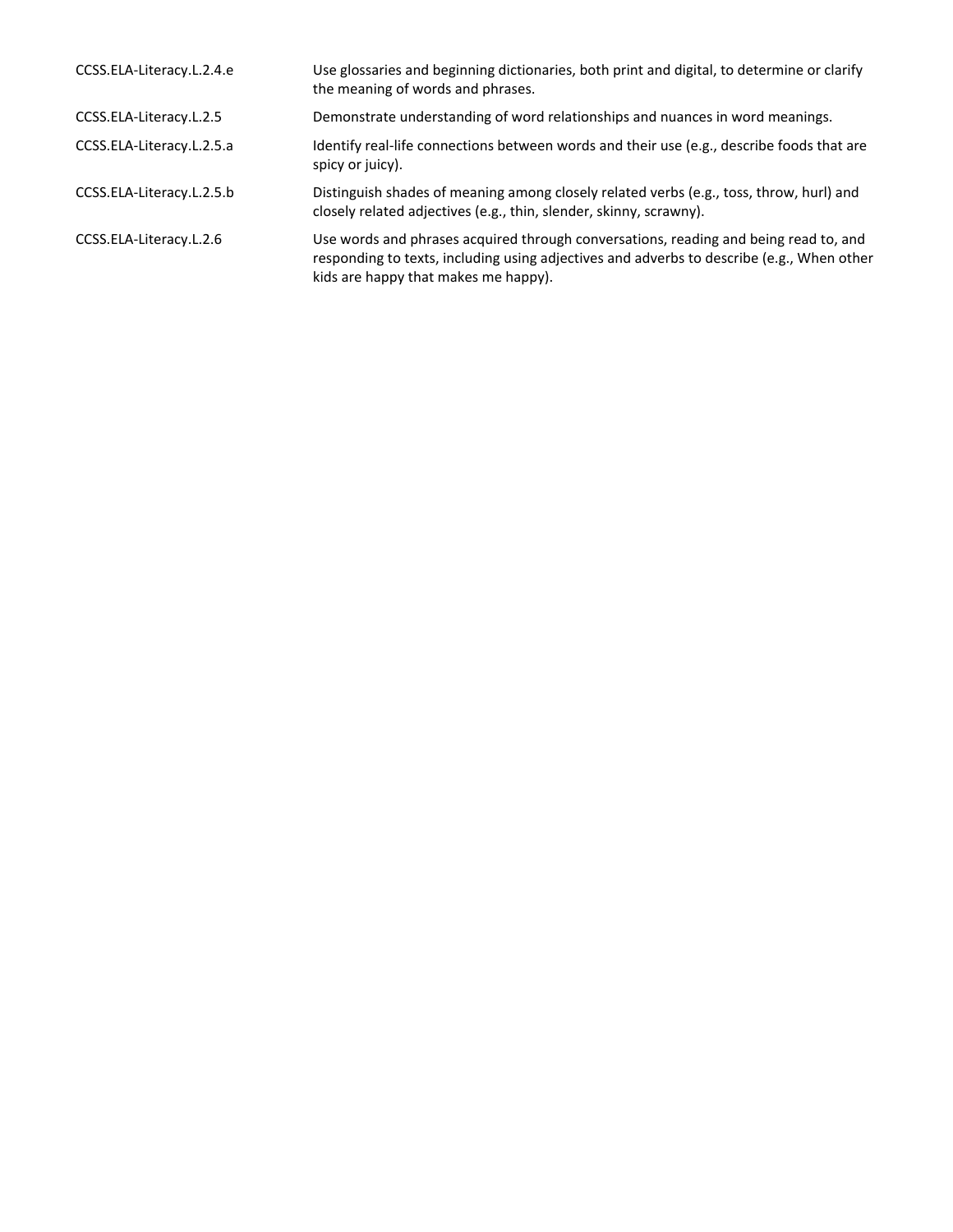| | |
|---|---|
| CCSS.ELA-Literacy.L.2.4.e | Use glossaries and beginning dictionaries, both print and digital, to determine or clarify the meaning of words and phrases. |
| CCSS.ELA-Literacy.L.2.5 | Demonstrate understanding of word relationships and nuances in word meanings. |
| CCSS.ELA-Literacy.L.2.5.a | Identify real-life connections between words and their use (e.g., describe foods that are spicy or juicy). |
| CCSS.ELA-Literacy.L.2.5.b | Distinguish shades of meaning among closely related verbs (e.g., toss, throw, hurl) and closely related adjectives (e.g., thin, slender, skinny, scrawny). |
| CCSS.ELA-Literacy.L.2.6 | Use words and phrases acquired through conversations, reading and being read to, and responding to texts, including using adjectives and adverbs to describe (e.g., When other kids are happy that makes me happy). |